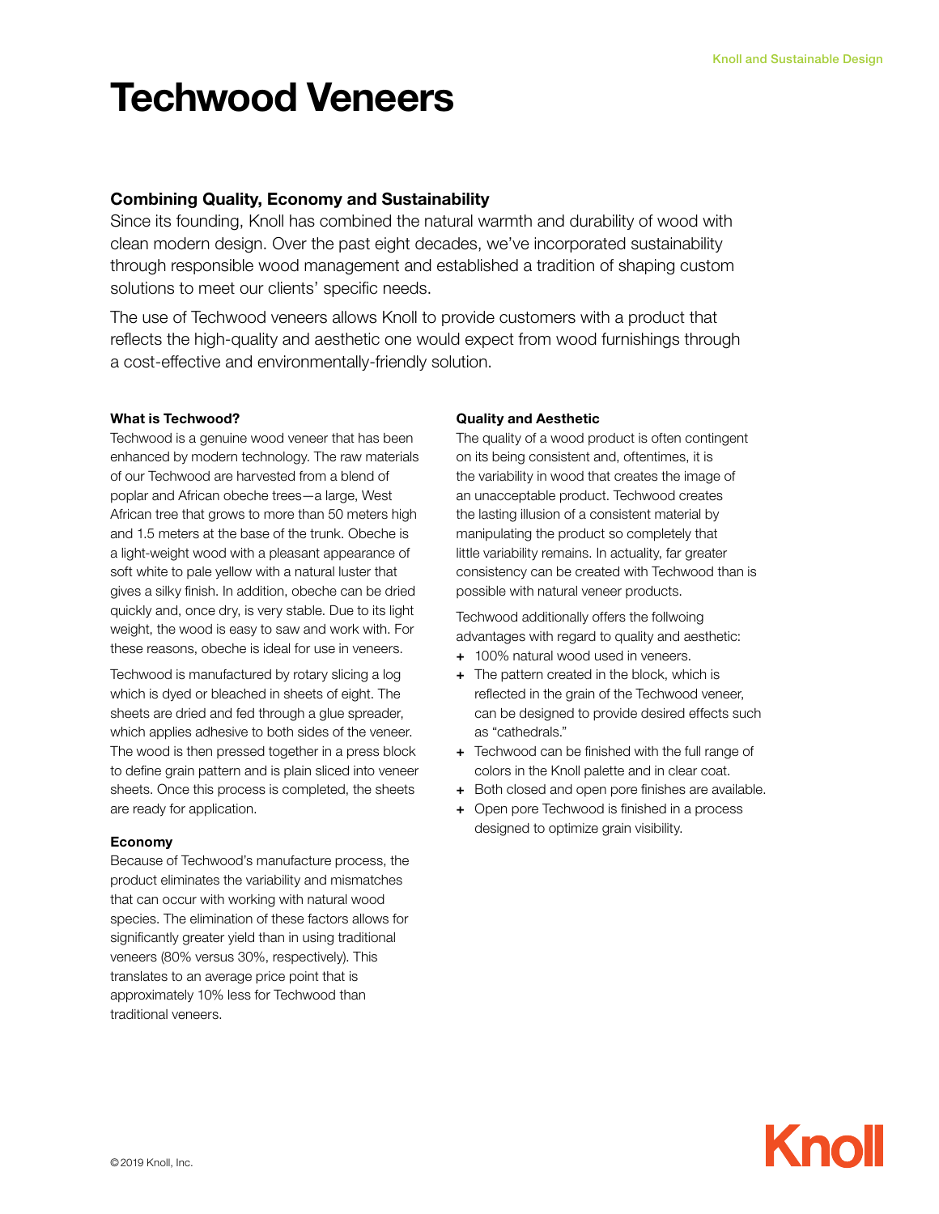# Techwood Veneers

## Combining Quality, Economy and Sustainability

Since its founding, Knoll has combined the natural warmth and durability of wood with clean modern design. Over the past eight decades, we've incorporated sustainability through responsible wood management and established a tradition of shaping custom solutions to meet our clients' specific needs.

The use of Techwood veneers allows Knoll to provide customers with a product that reflects the high-quality and aesthetic one would expect from wood furnishings through a cost-effective and environmentally-friendly solution.

### What is Techwood?

Techwood is a genuine wood veneer that has been enhanced by modern technology. The raw materials of our Techwood are harvested from a blend of poplar and African obeche trees—a large, West African tree that grows to more than 50 meters high and 1.5 meters at the base of the trunk. Obeche is a light-weight wood with a pleasant appearance of soft white to pale yellow with a natural luster that gives a silky finish. In addition, obeche can be dried quickly and, once dry, is very stable. Due to its light weight, the wood is easy to saw and work with. For these reasons, obeche is ideal for use in veneers.

Techwood is manufactured by rotary slicing a log which is dyed or bleached in sheets of eight. The sheets are dried and fed through a glue spreader, which applies adhesive to both sides of the veneer. The wood is then pressed together in a press block to define grain pattern and is plain sliced into veneer sheets. Once this process is completed, the sheets are ready for application.

### Economy

Because of Techwood's manufacture process, the product eliminates the variability and mismatches that can occur with working with natural wood species. The elimination of these factors allows for significantly greater yield than in using traditional veneers (80% versus 30%, respectively). This translates to an average price point that is approximately 10% less for Techwood than traditional veneers.

### Quality and Aesthetic

The quality of a wood product is often contingent on its being consistent and, oftentimes, it is the variability in wood that creates the image of an unacceptable product. Techwood creates the lasting illusion of a consistent material by manipulating the product so completely that little variability remains. In actuality, far greater consistency can be created with Techwood than is possible with natural veneer products.

Techwood additionally offers the follwoing advantages with regard to quality and aesthetic:

+ 100% natural wood used in veneers.
+ The pattern created in the block, which is reflected in the grain of the Techwood veneer, can be designed to provide desired effects such as "cathedrals."
+ Techwood can be finished with the full range of colors in the Knoll palette and in clear coat.
+ Both closed and open pore finishes are available.
+ Open pore Techwood is finished in a process designed to optimize grain visibility.

©2019 Knoll, Inc.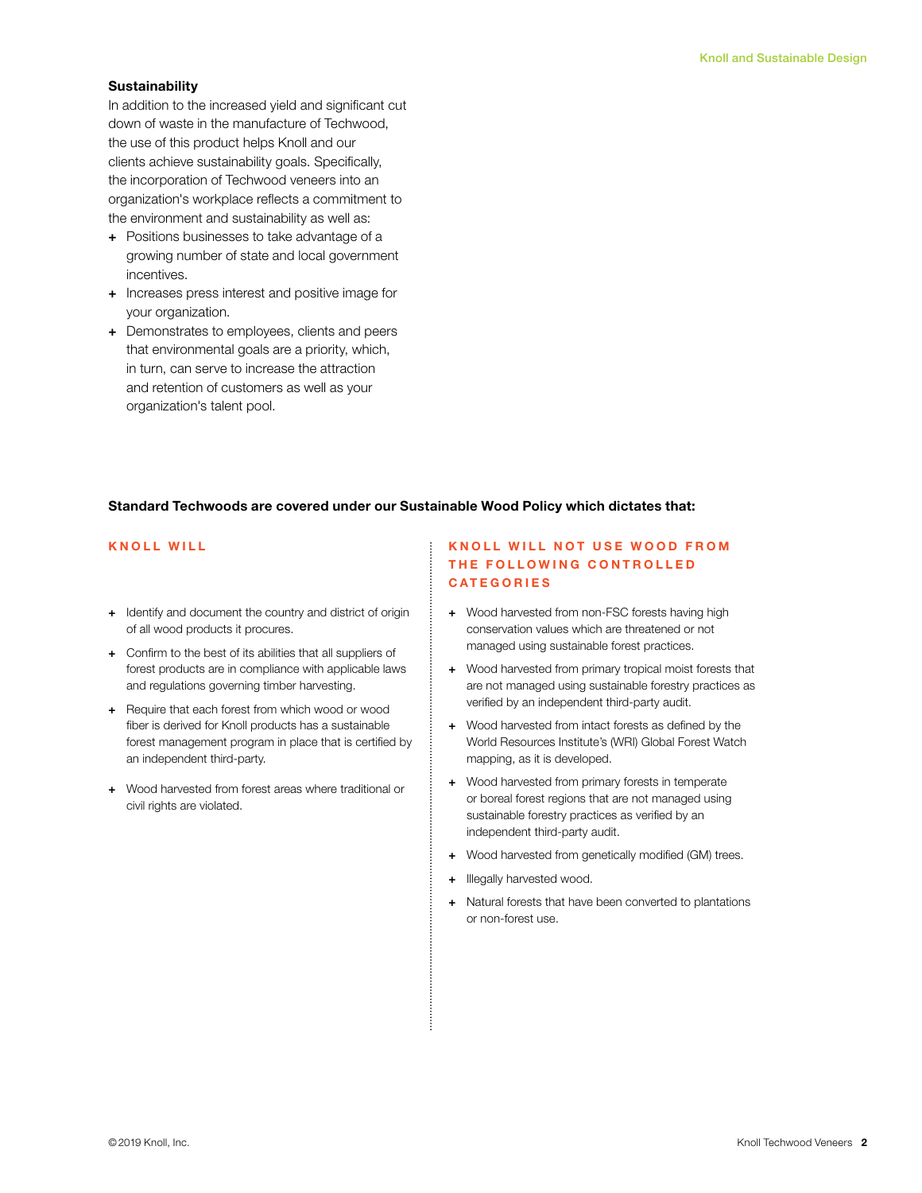## Sustainability

In addition to the increased yield and significant cut down of waste in the manufacture of Techwood, the use of this product helps Knoll and our clients achieve sustainability goals. Specifically, the incorporation of Techwood veneers into an organization's workplace reflects a commitment to the environment and sustainability as well as:

- Positions businesses to take advantage of a growing number of state and local government incentives.
- Increases press interest and positive image for your organization.
- Demonstrates to employees, clients and peers that environmental goals are a priority, which, in turn, can serve to increase the attraction and retention of customers as well as your organization's talent pool.

**Standard Techwoods are covered under our Sustainable Wood Policy which dictates that:**

### KNOLL WILL

- Identify and document the country and district of origin of all wood products it procures.
- Confirm to the best of its abilities that all suppliers of forest products are in compliance with applicable laws and regulations governing timber harvesting.
- Require that each forest from which wood or wood fiber is derived for Knoll products has a sustainable forest management program in place that is certified by an independent third-party.
- Wood harvested from forest areas where traditional or civil rights are violated.

### KNOLL WILL NOT USE WOOD FROM THE FOLLOWING CONTROLLED CATEGORIES

- Wood harvested from non-FSC forests having high conservation values which are threatened or not managed using sustainable forest practices.
- Wood harvested from primary tropical moist forests that are not managed using sustainable forestry practices as verified by an independent third-party audit.
- Wood harvested from intact forests as defined by the World Resources Institute's (WRI) Global Forest Watch mapping, as it is developed.
- Wood harvested from primary forests in temperate or boreal forest regions that are not managed using sustainable forestry practices as verified by an independent third-party audit.
- Wood harvested from genetically modified (GM) trees.
- Illegally harvested wood.
- Natural forests that have been converted to plantations or non-forest use.